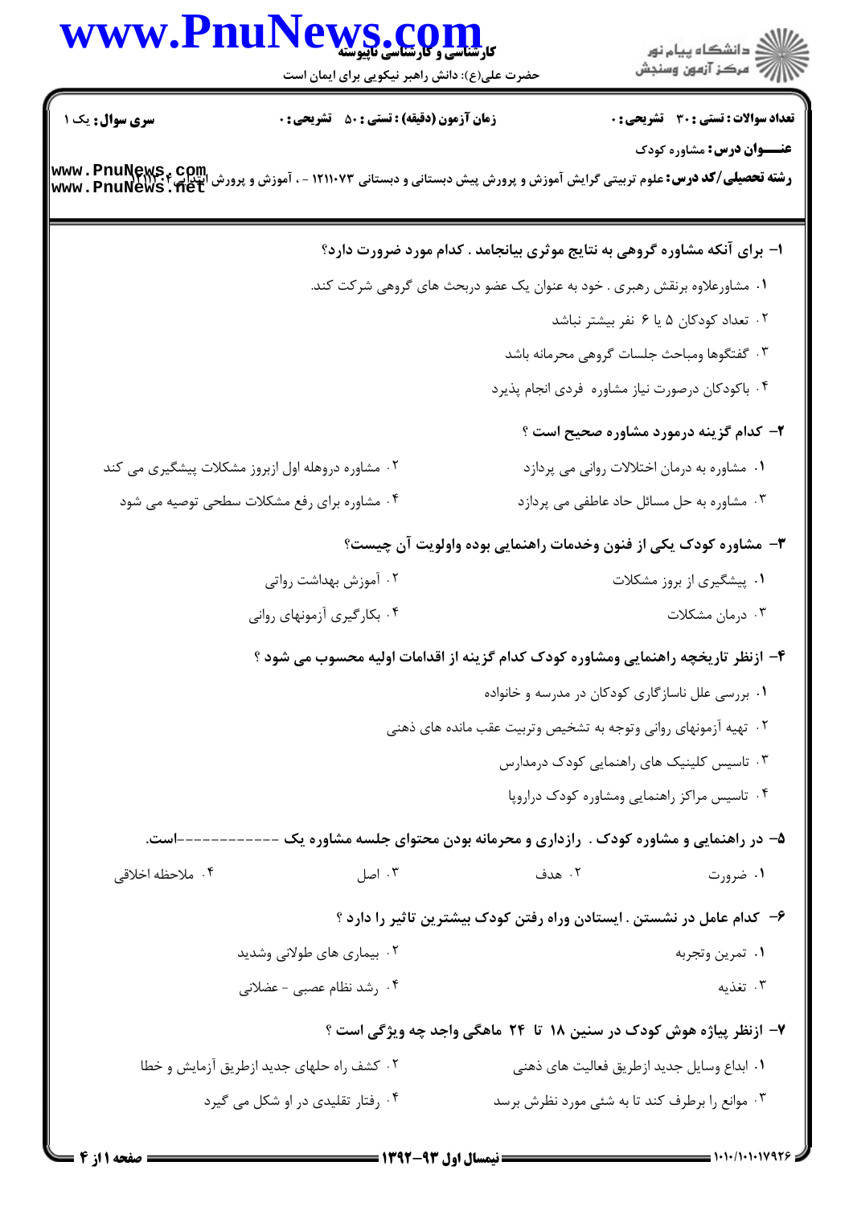**سری سؤال:** یک ۱

**زمان آزمون (دقیقه) : تستی : ۵۰ تشریحی : ۰**

**تعداد سوالات : تستی : ۳۰ تشریحی : ۰**

**عنـــوان درس:** مشاوره کودک

**رشته تحصیلی/کد درس:** علوم تربیتی گرایش آموزش و پرورش پیش دبستانی و دبستانی ۱۲۱۱۰۷۳ - ، آموزش و پرورش ابتدایی ۱۲۱۱۰۰۴

**۱- برای آنکه مشاوره گروهی به نتایج موثری بیانجامد . کدام مورد ضرورت دارد؟**

۱. مشاورعلاوه برنقش رهبری . خود به عنوان یک عضو دربحث های گروهی شرکت کند.

۲. تعداد کودکان ۵ یا ۶ نفر بیشتر نباشد

۳. گفتگوها ومباحث جلسات گروهی محرمانه باشد

۴. باکودکان درصورت نیاز مشاوره فردی انجام پذیرد

**۲- کدام گزینه درمورد مشاوره صحیح است ؟**

۱. مشاوره به درمان اختلالات روانی می پردازد

۲. مشاوره دروهله اول ازبروز مشکلات پیشگیری می کند

۳. مشاوره به حل مسائل حاد عاطفی می پردازد

۴. مشاوره برای رفع مشکلات سطحی توصیه می شود

**۳- مشاوره کودک یکی از فنون وخدمات راهنمایی بوده واولویت آن چیست؟**

۱. پیشگیری از بروز مشکلات

۲. آموزش بهداشت رواتی

۳. درمان مشکلات

۴. بکارگیری آزمونهای روانی

**۴- ازنظر تاریخچه راهنمایی ومشاوره کودک کدام گزینه از اقدامات اولیه محسوب می شود ؟**

۱. بررسی علل ناسازگاری کودکان در مدرسه و خانواده

۲. تهیه آزمونهای روانی وتوجه به تشخیص وتربیت عقب مانده های ذهنی

۳. تاسیس کلینیک های راهنمایی کودک درمدارس

۴. تاسیس مراکز راهنمایی ومشاوره کودک دراروپا

**۵- در راهنمایی و مشاوره کودک . رازداری و محرمانه بودن محتوای جلسه مشاوره یک ------------است.**

۱. ضرورت

۲. هدف

۳. اصل

۴. ملاحظه اخلاقی

**۶- کدام عامل در نشستن . ایستادن وراه رفتن کودک بیشترین تاثیر را دارد ؟**

۱. تمرین وتجربه

۲. بیماری های طولانی وشدید

۳. تغذیه

۴. رشد نظام عصبی - عضلانی

**۷- ازنظر پیاژه هوش کودک در سنین ۱۸ تا ۲۴ ماهگی واجد چه ویژگی است ؟**

۱. ابداع وسایل جدید ازطریق فعالیت های ذهنی

۲. کشف راه حلهای جدید ازطریق آزمایش و خطا

۳. موانع را برطرف کند تا به شئی مورد نظرش برسد

۴. رفتار تقلیدی در او شکل می گیرد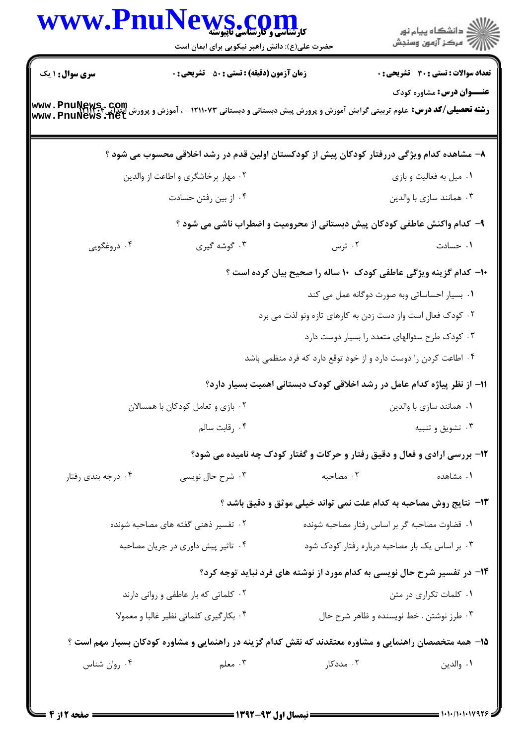**سری سوال:** ۱ یک | **زمان آزمون (دقیقه) : تستی :** ۵۰ **تشریحی :** ۰ | **تعداد سوالات : تستی :** ۳۰ **تشریحی :** ۰

**عنـــوان درس:** مشاوره کودک

**رشته تحصیلی/کد درس:** علوم تربیتی گرایش آموزش و پرورش پیش دبستانی و دبستانی ۱۲۱۱۰۷۳ - ، آموزش و پرورش ابتدایی ۱۲۱۱۲۰۴

۸- مشاهده کدام ویژگی دررفتار کودکان پیش از کودکستان اولین قدم در رشد اخلاقی محسوب می شود ؟

۱. میل به فعالیت و بازی
۲. مهار پرخاشگری و اطاعت از والدین
۳. همانند سازی با والدین
۴. از بین رفتن حسادت

۹- کدام واکنش عاطفی کودکان پیش دبستانی از محرومیت و اضطراب ناشی می شود ؟

۱. حسادت
۲. ترس
۳. گوشه گیری
۴. دروغگویی

۱۰- کدام گزینه ویژگی عاطفی کودک ۱۰ ساله را صحیح بیان کرده است ؟

۱. بسیار احساساتی وبه صورت دوگانه عمل می کند
۲. کودک فعال است واز دست زدن به کارهای تازه ونو لذت می برد
۳. کودک طرح سئوالهای متعدد را بسیار دوست دارد
۴. اطاعت کردن را دوست دارد و از خود توقع دارد که فرد منظمی باشد

۱۱- از نظر پیاژه کدام عامل در رشد اخلاقی کودک دبستانی اهمیت بسیار دارد؟

۱. همانند سازی با والدین
۲. بازی و تعامل کودکان با همسالان
۳. تشویق و تنبیه
۴. رقابت سالم

۱۲- بررسی ارادی و فعال و دقیق رفتار و حرکات و گفتار کودک چه نامیده می شود؟

۱. مشاهده
۲. مصاحبه
۳. شرح حال نویسی
۴. درجه بندی رفتار

۱۳- نتایج روش مصاحبه به کدام علت نمی تواند خیلی موثق و دقیق باشد ؟

۱. قضاوت مصاحبه گر بر اساس رفتار مصاحبه شونده
۲. تفسیر ذهنی گفته های مصاحبه شونده
۳. بر اساس یک بار مصاحبه درباره رفتار کودک شود
۴. تاثیر پیش داوری در جریان مصاحبه

۱۴- در تفسیر شرح حال نویسی به کدام مورد از نوشته های فرد نباید توجه کرد؟

۱. کلمات تکراری در متن
۲. کلماتی که بار عاطفی و روانی دارند
۳. طرز نوشتن . خط نویسنده و ظاهر شرح حال
۴. بکارگیری کلماتی نظیر غالبا و معمولا

۱۵- همه متخصصان راهنمایی و مشاوره معتقدند که نقش کدام گزینه در راهنمایی و مشاوره کودکان بسیار مهم است ؟

۱. والدین
۲. مددکار
۳. معلم
۴. روان شناس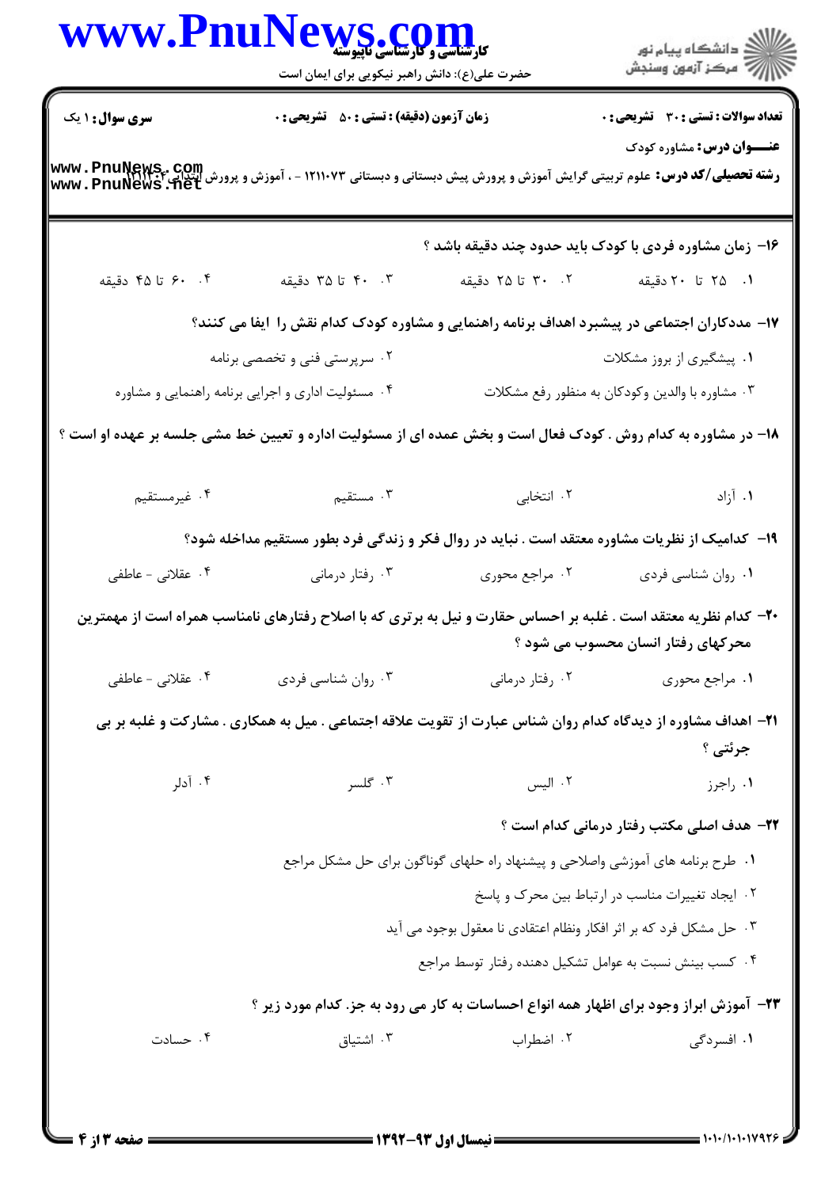**سری سوال:** ۱ یک

**زمان آزمون (دقیقه) : تستی : ۵۰ تشریحی : ۰**

**تعداد سوالات : تستی : ۳۰ تشریحی : ۰**

**عنـــوان درس:** مشاوره کودک

**رشته تحصیلی/کد درس:** علوم تربیتی گرایش آموزش و پرورش پیش دبستانی و دبستانی ۱۲۱۱۰۷۳ - ، آموزش و پرورش ابتدایی ۱۲۱۱۳۰۴

۱۶- زمان مشاوره فردی با کودک باید حدود چند دقیقه باشد ؟

۱. ۲۵ تا ۲۰ دقیقه
۲. ۳۰ تا ۲۵ دقیقه
۳. ۴۰ تا ۳۵ دقیقه
۴. ۶۰ تا ۴۵ دقیقه

۱۷- مددکاران اجتماعی در پیشبرد اهداف برنامه راهنمایی و مشاوره کودک کدام نقش را ایفا می کنند؟

۱. پیشگیری از بروز مشکلات
۲. سرپرستی فنی و تخصصی برنامه
۳. مشاوره با والدین وکودکان به منظور رفع مشکلات
۴. مسئولیت اداری و اجرایی برنامه راهنمایی و مشاوره

۱۸- در مشاوره به کدام روش . کودک فعال است و بخش عمده ای از مسئولیت اداره و تعیین خط مشی جلسه بر عهده او است ؟

۱. آزاد
۲. انتخابی
۳. مستقیم
۴. غیرمستقیم

۱۹- کدامیک از نظریات مشاوره معتقد است . نباید در روال فکر و زندگی فرد بطور مستقیم مداخله شود؟

۱. روان شناسی فردی
۲. مراجع محوری
۳. رفتار درمانی
۴. عقلانی - عاطفی

۲۰- کدام نظریه معتقد است . غلبه بر احساس حقارت و نیل به برتری که با اصلاح رفتارهای نامناسب همراه است از مهمترین محرکهای رفتار انسان محسوب می شود ؟

۱. مراجع محوری
۲. رفتار درمانی
۳. روان شناسی فردی
۴. عقلانی - عاطفی

۲۱- اهداف مشاوره از دیدگاه کدام روان شناس عبارت از تقویت علاقه اجتماعی . میل به همکاری . مشارکت و غلبه بر بی جرئتی ؟

۱. راجرز
۲. الیس
۳. گلسر
۴. آدلر

۲۲- هدف اصلی مکتب رفتار درمانی کدام است ؟

۱. طرح برنامه های آموزشی واصلاحی و پیشنهاد راه حلهای گوناگون برای حل مشکل مراجع
۲. ایجاد تغییرات مناسب در ارتباط بین محرک و پاسخ
۳. حل مشکل فرد که بر اثر افکار ونظام اعتقادی نا معقول بوجود می آید
۴. کسب بینش نسبت به عوامل تشکیل دهنده رفتار توسط مراجع

۲۳- آموزش ابراز وجود برای اظهار همه انواع احساسات به کار می رود به جز. کدام مورد زیر ؟

۱. افسردگی
۲. اضطراب
۳. اشتیاق
۴. حسادت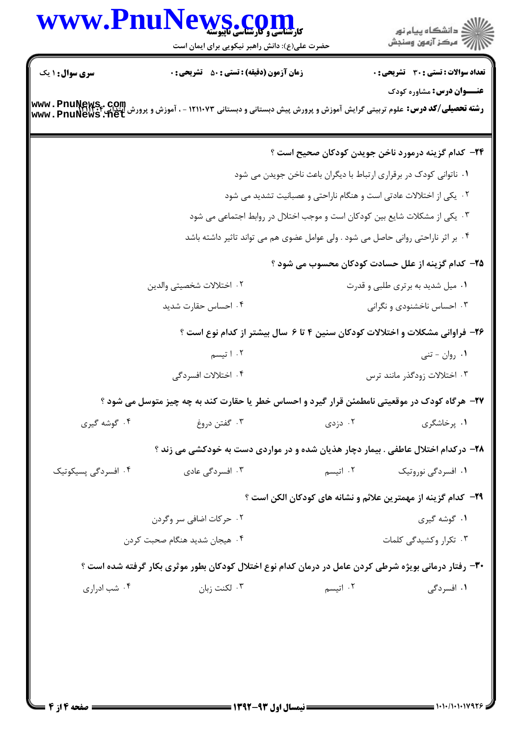۲۴- کدام گزینه درمورد ناخن جویدن کودکان صحیح است ؟

۱. ناتوانی کودک در برقراری ارتباط با دیگران باعث ناخن جویدن می شود

۲. یکی از اختلالات عادتی است و هنگام ناراحتی و عصبانیت تشدید می شود

۳. یکی از مشکلات شایع بین کودکان است و موجب اختلال در روابط اجتماعی می شود

۴. بر اثر ناراحتی روانی حاصل می شود . ولی عوامل عضوی هم می تواند تاثیر داشته باشد

۲۵- کدام گزینه از علل حسادت کودکان محسوب می شود ؟

۱. میل شدید به برتری طلبی و قدرت

۲. اختلالات شخصیتی والدین

۳. احساس ناخشنودی و نگرانی

۴. احساس حقارت شدید

۲۶- فراوانی مشکلات و اختلالات کودکان سنین ۴ تا ۶ سال بیشتر از کدام نوع است ؟

۱. روان - تنی

۲. ا تیسم

۳. اختلالات زودگذر مانند ترس

۴. اختلالات افسردگی

۲۷- هرگاه کودک در موقعیتی نامطمئن قرار گیرد و احساس خطر یا حقارت کند به چه چیز متوسل می شود ؟

۱. پرخاشگری

۲. دزدی

۳. گفتن دروغ

۴. گوشه گیری

۲۸- درکدام اختلال عاطفی . بیمار دچار هذیان شده و در مواردی دست به خودکشی می زند ؟

۱. افسردگی نوروتیک

۲. اتیسم

۳. افسردگی عادی

۴. افسردگی پسیکوتیک

۲۹- کدام گزینه از مهمترین علائم و نشانه های کودکان الکن است ؟

۱. گوشه گیری

۲. حرکات اضافی سر وگردن

۳. تکرار وکشیدگی کلمات

۴. هیجان شدید هنگام صحبت کردن

۳۰- رفتار درمانی بویژه شرطی کردن عامل در درمان کدام نوع اختلال کودکان بطور موثری بکار گرفته شده است ؟

۱. افسردگی

۲. اتیسم

۳. لکنت زبان

۴. شب ادراری